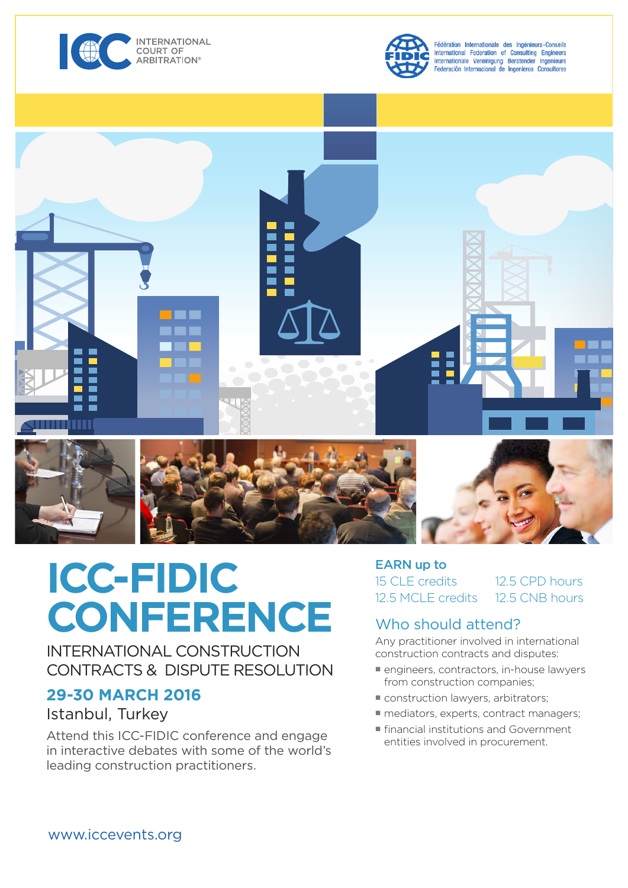ICC INTERNATIONAL COURT OF ARBITRATION®

FIDIC

Fédération Internationale des Ingénieurs-Conseils
International Federation of Consulting Engineers
Internationale Vereinigung Beratender Ingenieure
Federación Internacional de Ingenieros Consultores

# ICC-FIDIC CONFERENCE

## INTERNATIONAL CONSTRUCTION CONTRACTS & DISPUTE RESOLUTION

### 29-30 MARCH 2016

Istanbul, Turkey

Attend this ICC-FIDIC conference and engage in interactive debates with some of the world's leading construction practitioners.

**EARN up to**

15 CLE credits
12.5 MCLE credits
12.5 CPD hours
12.5 CNB hours

## Who should attend?

Any practitioner involved in international construction contracts and disputes:

- engineers, contractors, in-house lawyers from construction companies;
- construction lawyers, arbitrators;
- mediators, experts, contract managers;
- financial institutions and Government entities involved in procurement.

www.iccevents.org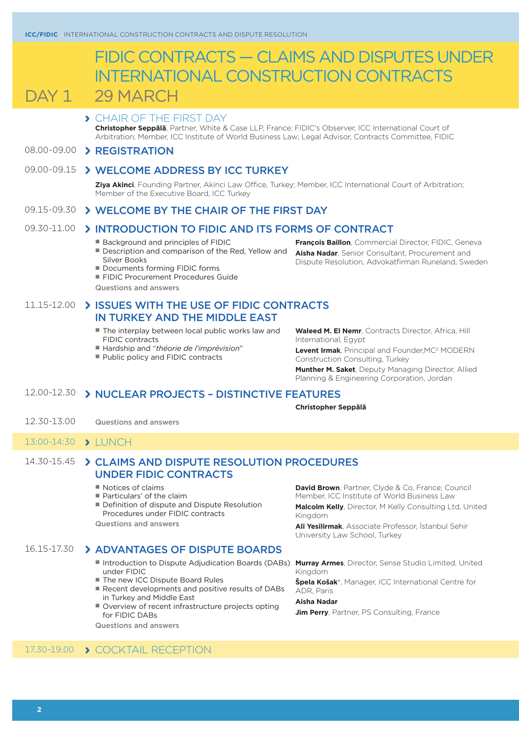# FIDIC CONTRACTS — CLAIMS AND DISPUTES UNDER INTERNATIONAL CONSTRUCTION CONTRACTS

## DAY 1 29 MARCH

### CHAIR OF THE FIRST DAY

**Christopher Seppälä**, Partner, White & Case LLP, France; FIDIC's Observer, ICC International Court of Arbitration; Member, ICC Institute of World Business Law; Legal Advisor, Contracts Committee, FIDIC

### 08.00-09.00 REGISTRATION

### 09.00-09.15 WELCOME ADDRESS BY ICC TURKEY

**Ziya Akinci**, Founding Partner, Akinci Law Office, Turkey; Member, ICC International Court of Arbitration; Member of the Executive Board, ICC Turkey

### 09.15-09.30 WELCOME BY THE CHAIR OF THE FIRST DAY

### 09.30-11.00 INTRODUCTION TO FIDIC AND ITS FORMS OF CONTRACT

- Background and principles of FIDIC
- Description and comparison of the Red, Yellow and Silver Books
- Documents forming FIDIC forms
- FIDIC Procurement Procedures Guide

Questions and answers

**François Baillon**, Commercial Director, FIDIC, Geneva

**Aisha Nadar**, Senior Consultant, Procurement and Dispute Resolution, Advokatfirman Runeland, Sweden

### 11.15-12.00 ISSUES WITH THE USE OF FIDIC CONTRACTS IN TURKEY AND THE MIDDLE EAST

- The interplay between local public works law and FIDIC contracts
- Hardship and "*théorie de l'imprévision*"
- Public policy and FIDIC contracts

**Waleed M. El Nemr**, Contracts Director, Africa, Hill International, Egypt

**Levent Irmak**, Principal and Founder,MC² MODERN Construction Consulting, Turkey

**Munther M. Saket**, Deputy Managing Director, Allied Planning & Engineering Corporation, Jordan

### 12.00-12.30 NUCLEAR PROJECTS – DISTINCTIVE FEATURES

**Christopher Seppälä**

### 12.30-13.00 Questions and answers

### 13:00-14:30 LUNCH

### 14.30-15.45 CLAIMS AND DISPUTE RESOLUTION PROCEDURES UNDER FIDIC CONTRACTS

- Notices of claims
- Particulars' of the claim
- Definition of dispute and Dispute Resolution Procedures under FIDIC contracts

Questions and answers

**David Brown**, Partner, Clyde & Co, France; Council Member, ICC Institute of World Business Law

**Malcolm Kelly**, Director, M Kelly Consulting Ltd, United Kingdom

**Ali Yesilirmak**, Associate Professor, İstanbul Sehir University Law School, Turkey

### 16.15-17.30 ADVANTAGES OF DISPUTE BOARDS

- Introduction to Dispute Adjudication Boards (DABs) under FIDIC
- The new ICC Dispute Board Rules
- Recent developments and positive results of DABs in Turkey and Middle East
- Overview of recent infrastructure projects opting for FIDIC DABs

Questions and answers

**Murray Armes**, Director, Sense Studio Limited, United Kingdom

**Špela Košak***, Manager, ICC International Centre for ADR, Paris

**Aisha Nadar**

**Jim Perry**, Partner, PS Consulting, France

### 17.30-19.00 COCKTAIL RECEPTION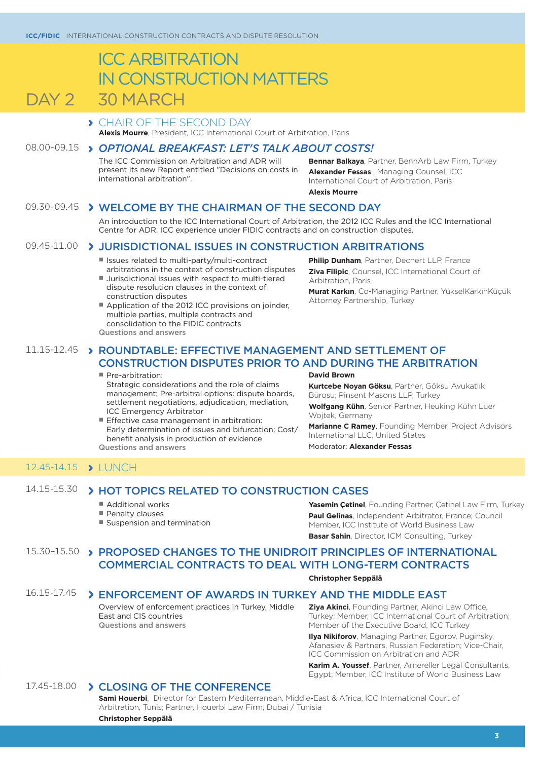# ICC ARBITRATION IN CONSTRUCTION MATTERS

## DAY 2 30 MARCH

### CHAIR OF THE SECOND DAY

**Alexis Mourre**, President, ICC International Court of Arbitration, Paris

### 08.00-09.15 *OPTIONAL BREAKFAST: LET'S TALK ABOUT COSTS!*

The ICC Commission on Arbitration and ADR will present its new Report entitled "Decisions on costs in international arbitration".

**Bennar Balkaya**, Partner, BennArb Law Firm, Turkey

**Alexander Fessas** , Managing Counsel, ICC International Court of Arbitration, Paris

**Alexis Mourre**

### 09.30-09.45 WELCOME BY THE CHAIRMAN OF THE SECOND DAY

An introduction to the ICC International Court of Arbitration, the 2012 ICC Rules and the ICC International Centre for ADR. ICC experience under FIDIC contracts and on construction disputes.

### 09.45-11.00 JURISDICTIONAL ISSUES IN CONSTRUCTION ARBITRATIONS

- Issues related to multi-party/multi-contract arbitrations in the context of construction disputes
- Jurisdictional issues with respect to multi-tiered dispute resolution clauses in the context of construction disputes
- Application of the 2012 ICC provisions on joinder, multiple parties, multiple contracts and consolidation to the FIDIC contracts

Questions and answers

**Philip Dunham**, Partner, Dechert LLP, France

**Ziva Filipic**, Counsel, ICC International Court of Arbitration, Paris

**Murat Karkın**, Co-Managing Partner, YükselKarkınKüçük Attorney Partnership, Turkey

### 11.15-12.45 ROUNDTABLE: EFFECTIVE MANAGEMENT AND SETTLEMENT OF CONSTRUCTION DISPUTES PRIOR TO AND DURING THE ARBITRATION

- Pre-arbitration:
  Strategic considerations and the role of claims management; Pre-arbitral options: dispute boards, settlement negotiations, adjudication, mediation, ICC Emergency Arbitrator
- Effective case management in arbitration:
  Early determination of issues and bifurcation; Cost/benefit analysis in production of evidence

Questions and answers

**David Brown**

**Kurtcebe Noyan Göksu**, Partner, Göksu Avukatlık Bürosu; Pinsent Masons LLP, Turkey

**Wolfgang Kühn**, Senior Partner, Heuking Kühn Lüer Wojtek, Germany

**Marianne C Ramey**, Founding Member, Project Advisors International LLC, United States

Moderator: **Alexander Fessas**

### 12.45-14.15 LUNCH

### 14.15-15.30 HOT TOPICS RELATED TO CONSTRUCTION CASES

- Additional works
- Penalty clauses
- Suspension and termination

**Yasemin Çetinel**, Founding Partner, Çetinel Law Firm, Turkey

**Paul Gelinas**, Independent Arbitrator, France; Council Member, ICC Institute of World Business Law

**Basar Sahin**, Director, ICM Consulting, Turkey

### 15.30–15.50 PROPOSED CHANGES TO THE UNIDROIT PRINCIPLES OF INTERNATIONAL COMMERCIAL CONTRACTS TO DEAL WITH LONG-TERM CONTRACTS

**Christopher Seppälä**

### 16.15-17.45 ENFORCEMENT OF AWARDS IN TURKEY AND THE MIDDLE EAST

Overview of enforcement practices in Turkey, Middle East and CIS countries

Questions and answers

**Ziya Akinci**, Founding Partner, Akinci Law Office, Turkey; Member, ICC International Court of Arbitration; Member of the Executive Board, ICC Turkey

**Ilya Nikiforov**, Managing Partner, Egorov, Puginsky, Afanasiev & Partners, Russian Federation; Vice-Chair, ICC Commission on Arbitration and ADR

**Karim A. Youssef**, Partner, Amereller Legal Consultants, Egypt; Member, ICC Institute of World Business Law

### 17.45-18.00 CLOSING OF THE CONFERENCE

**Sami Houerbi**, Director for Eastern Mediterranean, Middle-East & Africa, ICC International Court of Arbitration, Tunis; Partner, Houerbi Law Firm, Dubai / Tunisia

**Christopher Seppälä**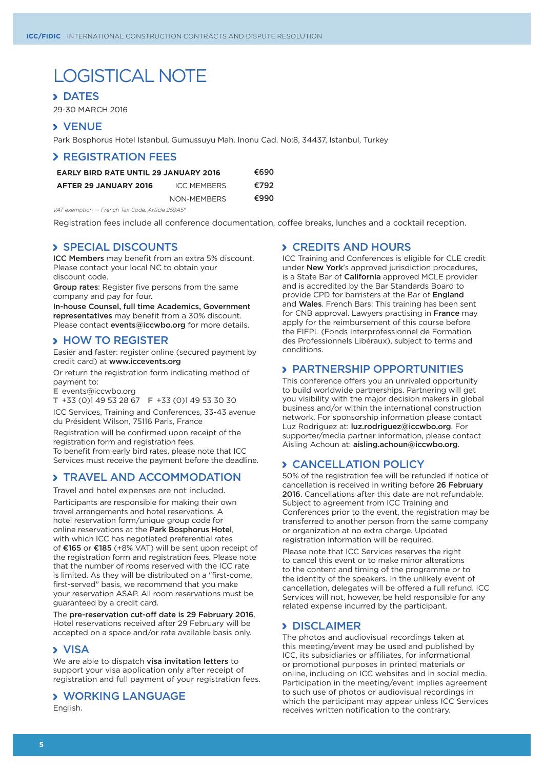# LOGISTICAL NOTE

## DATES

29-30 MARCH 2016

## VENUE

Park Bosphorus Hotel Istanbul, Gumussuyu Mah. Inonu Cad. No:8, 34437, Istanbul, Turkey

## REGISTRATION FEES

| | | |
|---|---|---|
| **EARLY BIRD RATE UNTIL 29 JANUARY 2016** | | **€690** |
| **AFTER 29 JANUARY 2016** | ICC MEMBERS | **€792** |
| | NON-MEMBERS | **€990** |

*VAT exemption — French Tax Code, Article 259A5°*

Registration fees include all conference documentation, coffee breaks, lunches and a cocktail reception.

## SPECIAL DISCOUNTS

**ICC Members** may benefit from an extra 5% discount. Please contact your local NC to obtain your discount code.

**Group rates**: Register five persons from the same company and pay for four.

**In-house Counsel, full time Academics, Government representatives** may benefit from a 30% discount. Please contact **events@iccwbo.org** for more details.

## HOW TO REGISTER

Easier and faster: register online (secured payment by credit card) at **www.iccevents.org**

Or return the registration form indicating method of payment to:

**E** events@iccwbo.org
**T** +33 (0)1 49 53 28 67 **F** +33 (0)1 49 53 30 30

ICC Services, Training and Conferences, 33-43 avenue du Président Wilson, 75116 Paris, France

Registration will be confirmed upon receipt of the registration form and registration fees.
To benefit from early bird rates, please note that ICC Services must receive the payment before the deadline.

## TRAVEL AND ACCOMMODATION

Travel and hotel expenses are not included.

Participants are responsible for making their own travel arrangements and hotel reservations. A hotel reservation form/unique group code for online reservations at the **Park Bosphorus Hotel**, with which ICC has negotiated preferential rates of **€165** or **€185** (+8% VAT) will be sent upon receipt of the registration form and registration fees. Please note that the number of rooms reserved with the ICC rate is limited. As they will be distributed on a "first-come, first-served" basis, we recommend that you make your reservation ASAP. All room reservations must be guaranteed by a credit card.

The **pre-reservation cut-off date is 29 February 2016**. Hotel reservations received after 29 February will be accepted on a space and/or rate available basis only.

## VISA

We are able to dispatch **visa invitation letters** to support your visa application only after receipt of registration and full payment of your registration fees.

## WORKING LANGUAGE

English.

## CREDITS AND HOURS

ICC Training and Conferences is eligible for CLE credit under **New York**'s approved jurisdiction procedures, is a State Bar of **California** approved MCLE provider and is accredited by the Bar Standards Board to provide CPD for barristers at the Bar of **England** and **Wales**. French Bars: This training has been sent for CNB approval. Lawyers practising in **France** may apply for the reimbursement of this course before the FIFPL (Fonds Interprofessionnel de Formation des Professionnels Libéraux), subject to terms and conditions.

## PARTNERSHIP OPPORTUNITIES

This conference offers you an unrivaled opportunity to build worldwide partnerships. Partnering will get you visibility with the major decision makers in global business and/or within the international construction network. For sponsorship information please contact Luz Rodriguez at: **luz.rodriguez@iccwbo.org**. For supporter/media partner information, please contact Aisling Achoun at: **aisling.achoun@iccwbo.org**.

## CANCELLATION POLICY

50% of the registration fee will be refunded if notice of cancellation is received in writing before **26 February 2016**. Cancellations after this date are not refundable. Subject to agreement from ICC Training and Conferences prior to the event, the registration may be transferred to another person from the same company or organization at no extra charge. Updated registration information will be required.

Please note that ICC Services reserves the right to cancel this event or to make minor alterations to the content and timing of the programme or to the identity of the speakers. In the unlikely event of cancellation, delegates will be offered a full refund. ICC Services will not, however, be held responsible for any related expense incurred by the participant.

## DISCLAIMER

The photos and audiovisual recordings taken at this meeting/event may be used and published by ICC, its subsidiaries or affiliates, for informational or promotional purposes in printed materials or online, including on ICC websites and in social media. Participation in the meeting/event implies agreement to such use of photos or audiovisual recordings in which the participant may appear unless ICC Services receives written notification to the contrary.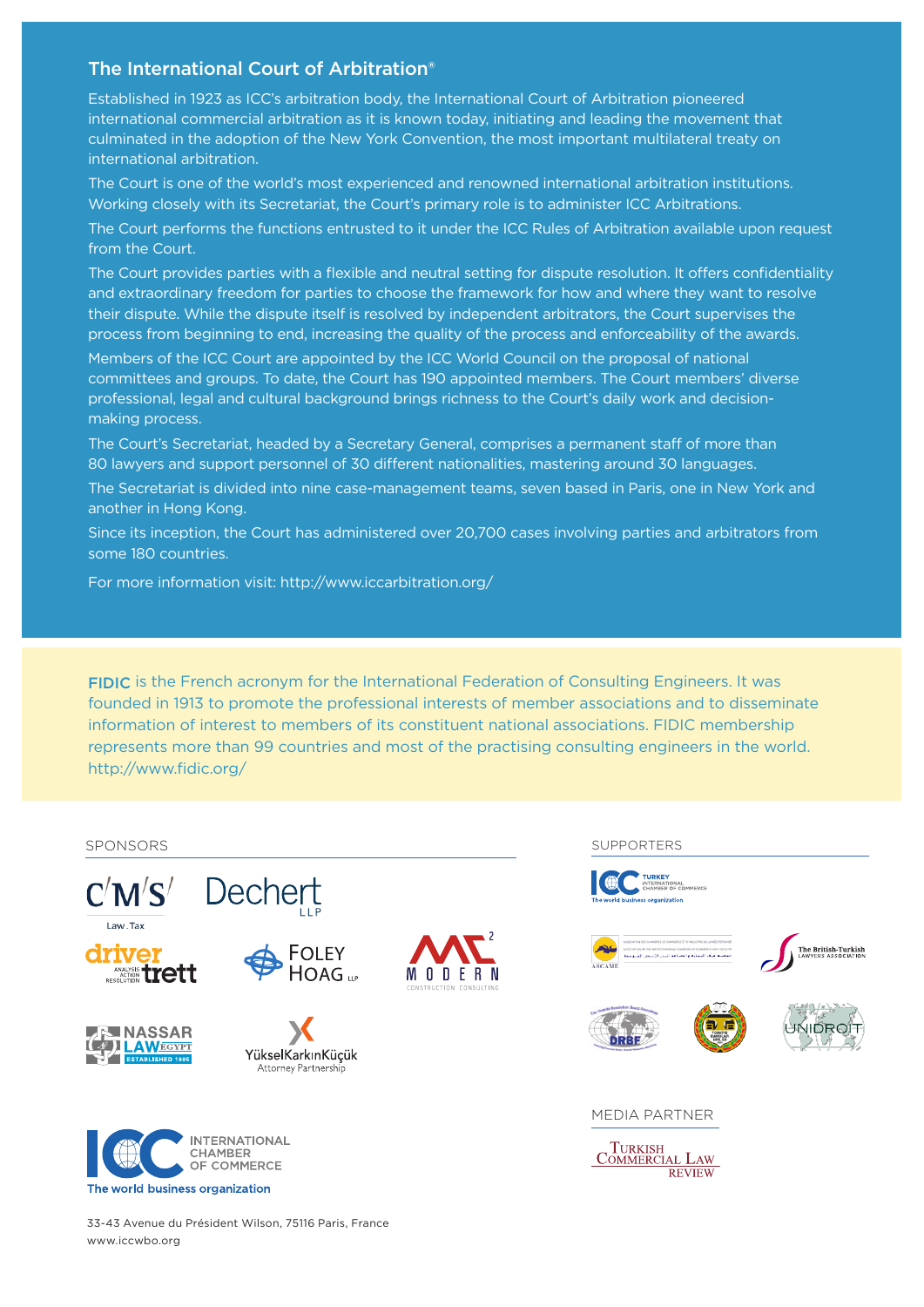## The International Court of Arbitration®

Established in 1923 as ICC's arbitration body, the International Court of Arbitration pioneered international commercial arbitration as it is known today, initiating and leading the movement that culminated in the adoption of the New York Convention, the most important multilateral treaty on international arbitration.

The Court is one of the world's most experienced and renowned international arbitration institutions. Working closely with its Secretariat, the Court's primary role is to administer ICC Arbitrations.

The Court performs the functions entrusted to it under the ICC Rules of Arbitration available upon request from the Court.

The Court provides parties with a flexible and neutral setting for dispute resolution. It offers confidentiality and extraordinary freedom for parties to choose the framework for how and where they want to resolve their dispute. While the dispute itself is resolved by independent arbitrators, the Court supervises the process from beginning to end, increasing the quality of the process and enforceability of the awards.

Members of the ICC Court are appointed by the ICC World Council on the proposal of national committees and groups. To date, the Court has 190 appointed members. The Court members' diverse professional, legal and cultural background brings richness to the Court's daily work and decision-making process.

The Court's Secretariat, headed by a Secretary General, comprises a permanent staff of more than 80 lawyers and support personnel of 30 different nationalities, mastering around 30 languages.

The Secretariat is divided into nine case-management teams, seven based in Paris, one in New York and another in Hong Kong.

Since its inception, the Court has administered over 20,700 cases involving parties and arbitrators from some 180 countries.

For more information visit: http://www.iccarbitration.org/

**FIDIC** is the French acronym for the International Federation of Consulting Engineers. It was founded in 1913 to promote the professional interests of member associations and to disseminate information of interest to members of its constituent national associations. FIDIC membership represents more than 99 countries and most of the practising consulting engineers in the world. http://www.fidic.org/

SPONSORS

CMS Law.Tax
Dechert LLP
driver trett
Foley Hoag LLP
Modern Construction Consulting
Nassar Law Egypt
YükselKarkınKüçük Attorney Partnership

ICC International Chamber of Commerce – The world business organization

33-43 Avenue du Président Wilson, 75116 Paris, France
www.iccwbo.org

SUPPORTERS

ICC Turkey International Chamber of Commerce
ASCAME
The British-Turkish Lawyers Association
DRBF
UNIDROIT

MEDIA PARTNER

Turkish Commercial Law Review